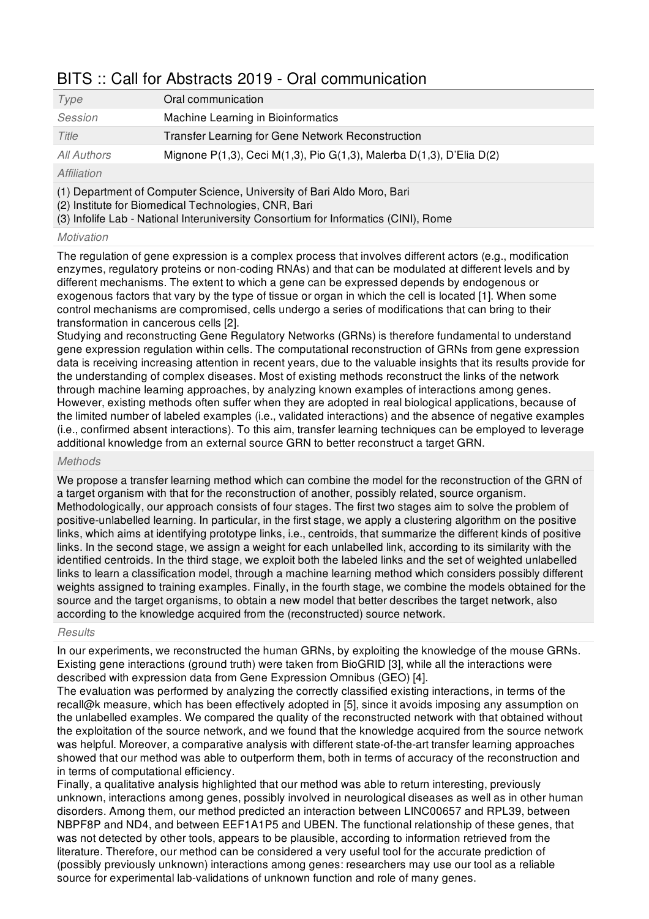# BITS :: Call for Abstracts 2019 - Oral communication

| | |
|---|---|
| *Type* | Oral communication |
| *Session* | Machine Learning in Bioinformatics |
| *Title* | Transfer Learning for Gene Network Reconstruction |
| *All Authors* | Mignone P(1,3), Ceci M(1,3), Pio G(1,3), Malerba D(1,3), D'Elia D(2) |

*Affiliation*

(1) Department of Computer Science, University of Bari Aldo Moro, Bari
(2) Institute for Biomedical Technologies, CNR, Bari
(3) Infolife Lab - National Interuniversity Consortium for Informatics (CINI), Rome

*Motivation*

The regulation of gene expression is a complex process that involves different actors (e.g., modification enzymes, regulatory proteins or non-coding RNAs) and that can be modulated at different levels and by different mechanisms. The extent to which a gene can be expressed depends by endogenous or exogenous factors that vary by the type of tissue or organ in which the cell is located [1]. When some control mechanisms are compromised, cells undergo a series of modifications that can bring to their transformation in cancerous cells [2].
Studying and reconstructing Gene Regulatory Networks (GRNs) is therefore fundamental to understand gene expression regulation within cells. The computational reconstruction of GRNs from gene expression data is receiving increasing attention in recent years, due to the valuable insights that its results provide for the understanding of complex diseases. Most of existing methods reconstruct the links of the network through machine learning approaches, by analyzing known examples of interactions among genes. However, existing methods often suffer when they are adopted in real biological applications, because of the limited number of labeled examples (i.e., validated interactions) and the absence of negative examples (i.e., confirmed absent interactions). To this aim, transfer learning techniques can be employed to leverage additional knowledge from an external source GRN to better reconstruct a target GRN.

*Methods*

We propose a transfer learning method which can combine the model for the reconstruction of the GRN of a target organism with that for the reconstruction of another, possibly related, source organism. Methodologically, our approach consists of four stages. The first two stages aim to solve the problem of positive-unlabelled learning. In particular, in the first stage, we apply a clustering algorithm on the positive links, which aims at identifying prototype links, i.e., centroids, that summarize the different kinds of positive links. In the second stage, we assign a weight for each unlabelled link, according to its similarity with the identified centroids. In the third stage, we exploit both the labeled links and the set of weighted unlabelled links to learn a classification model, through a machine learning method which considers possibly different weights assigned to training examples. Finally, in the fourth stage, we combine the models obtained for the source and the target organisms, to obtain a new model that better describes the target network, also according to the knowledge acquired from the (reconstructed) source network.

*Results*

In our experiments, we reconstructed the human GRNs, by exploiting the knowledge of the mouse GRNs. Existing gene interactions (ground truth) were taken from BioGRID [3], while all the interactions were described with expression data from Gene Expression Omnibus (GEO) [4].
The evaluation was performed by analyzing the correctly classified existing interactions, in terms of the recall@k measure, which has been effectively adopted in [5], since it avoids imposing any assumption on the unlabelled examples. We compared the quality of the reconstructed network with that obtained without the exploitation of the source network, and we found that the knowledge acquired from the source network was helpful. Moreover, a comparative analysis with different state-of-the-art transfer learning approaches showed that our method was able to outperform them, both in terms of accuracy of the reconstruction and in terms of computational efficiency.
Finally, a qualitative analysis highlighted that our method was able to return interesting, previously unknown, interactions among genes, possibly involved in neurological diseases as well as in other human disorders. Among them, our method predicted an interaction between LINC00657 and RPL39, between NBPF8P and ND4, and between EEF1A1P5 and UBEN. The functional relationship of these genes, that was not detected by other tools, appears to be plausible, according to information retrieved from the literature. Therefore, our method can be considered a very useful tool for the accurate prediction of (possibly previously unknown) interactions among genes: researchers may use our tool as a reliable source for experimental lab-validations of unknown function and role of many genes.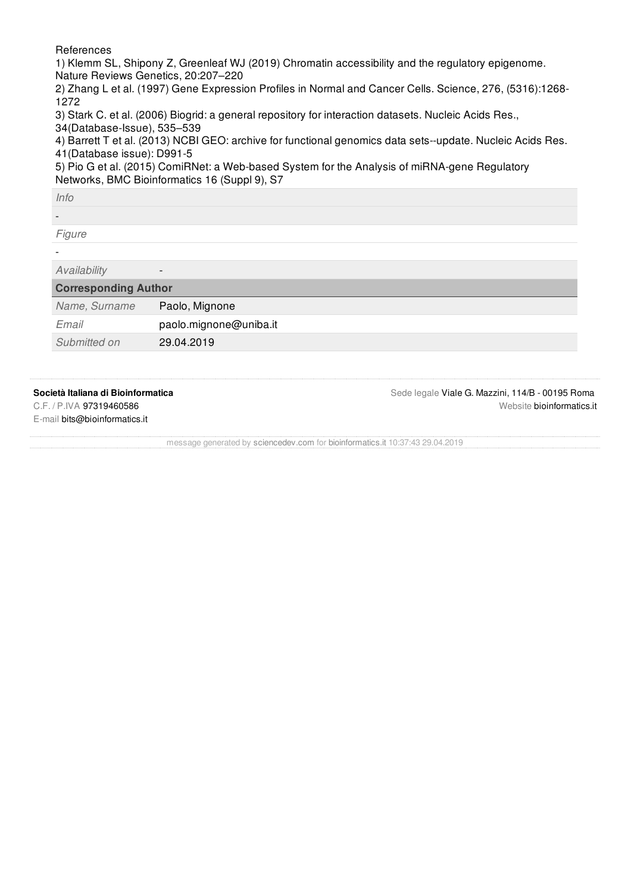References

1) Klemm SL, Shipony Z, Greenleaf WJ (2019) Chromatin accessibility and the regulatory epigenome. Nature Reviews Genetics, 20:207–220
2) Zhang L et al. (1997) Gene Expression Profiles in Normal and Cancer Cells. Science, 276, (5316):1268-1272
3) Stark C. et al. (2006) Biogrid: a general repository for interaction datasets. Nucleic Acids Res., 34(Database-Issue), 535–539
4) Barrett T et al. (2013) NCBI GEO: archive for functional genomics data sets--update. Nucleic Acids Res. 41(Database issue): D991-5
5) Pio G et al. (2015) ComiRNet: a Web-based System for the Analysis of miRNA-gene Regulatory Networks, BMC Bioinformatics 16 (Suppl 9), S7

*Info*

-

*Figure*

-

| | |
|---|---|
| *Availability* | - |

**Corresponding Author**

| | |
|---|---|
| *Name, Surname* | Paolo, Mignone |
| *Email* | paolo.mignone@uniba.it |
| *Submitted on* | 29.04.2019 |

**Società Italiana di Bioinformatica**
C.F. / P.IVA 97319460586
E-mail bits@bioinformatics.it

Sede legale Viale G. Mazzini, 114/B - 00195 Roma
Website bioinformatics.it

message generated by sciencedev.com for bioinformatics.it 10:37:43 29.04.2019